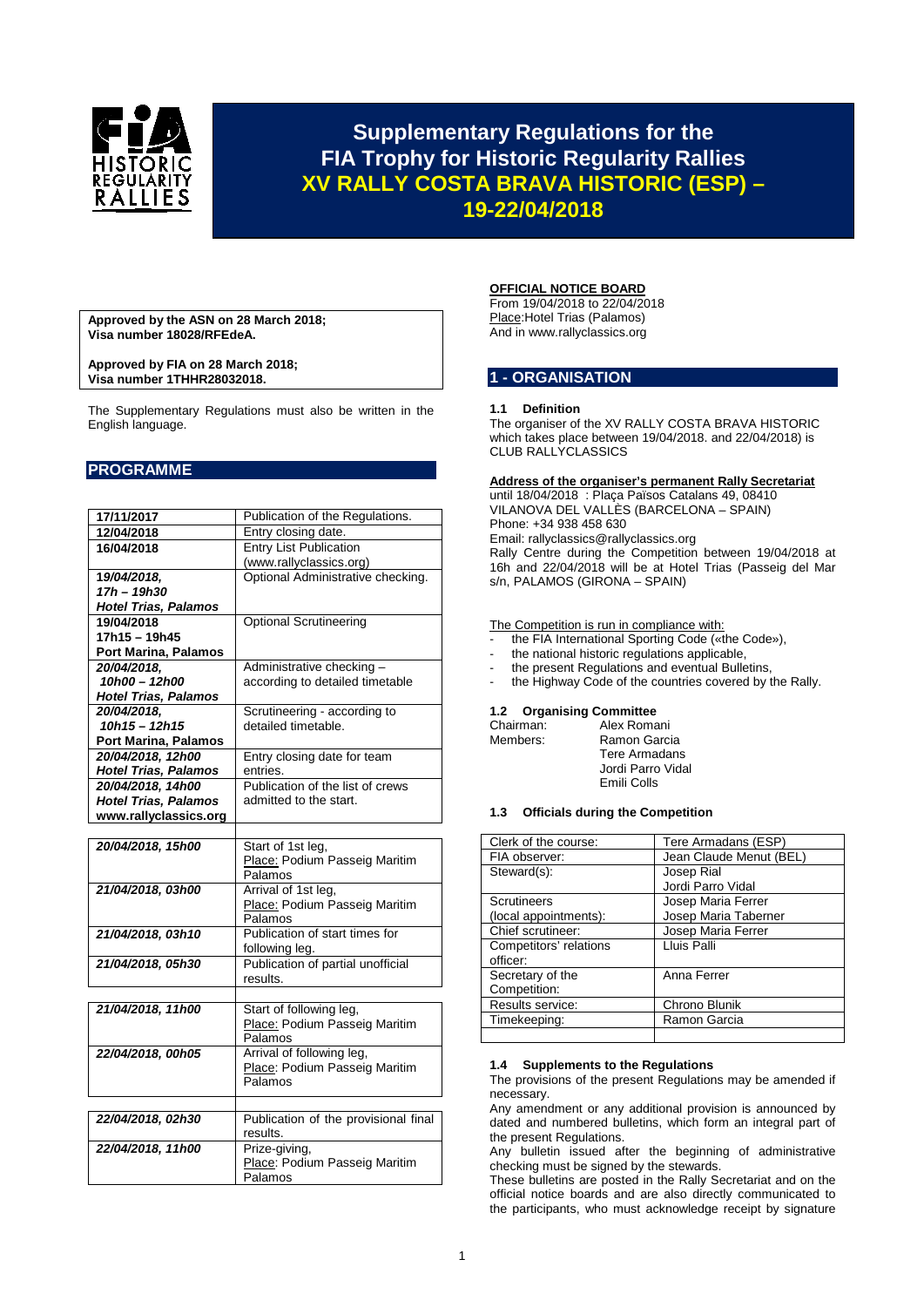# Supplementary Regulations for the FIA Trophy for Historic Regularity Rallies XV RALLY COSTA BRAVA HISTORIC (ESP) – 19-22/04/2018

**Approved by the ASN on 28 March 2018; Visa number 18028/RFEdeA.**

**Approved by FIA on 28 March 2018; Visa number 1THHR28032018.**

The Supplementary Regulations must also be written in the English language.

## PROGRAMME

| | |
|---|---|
| **17/11/2017** | Publication of the Regulations. |
| **12/04/2018** | Entry closing date. |
| **16/04/2018** | Entry List Publication (www.rallyclassics.org) |
| ***19/04/2018, 17h – 19h30 Hotel Trias, Palamos*** | Optional Administrative checking. |
| **19/04/2018 17h15 – 19h45 Port Marina, Palamos** | Optional Scrutineering |
| ***20/04/2018, 10h00 – 12h00 Hotel Trias, Palamos*** | Administrative checking – according to detailed timetable |
| ***20/04/2018, 10h15 – 12h15*** **Port Marina, Palamos** | Scrutineering - according to detailed timetable. |
| ***20/04/2018, 12h00 Hotel Trias, Palamos*** | Entry closing date for team entries. |
| ***20/04/2018, 14h00 Hotel Trias, Palamos*** **www.rallyclassics.org** | Publication of the list of crews admitted to the start. |
| | |
| ***20/04/2018, 15h00*** | Start of 1st leg, Place: Podium Passeig Maritim Palamos |
| ***21/04/2018, 03h00*** | Arrival of 1st leg, Place: Podium Passeig Maritim Palamos |
| ***21/04/2018, 03h10*** | Publication of start times for following leg. |
| ***21/04/2018, 05h30*** | Publication of partial unofficial results. |
| | |
| ***21/04/2018, 11h00*** | Start of following leg, Place: Podium Passeig Maritim Palamos |
| ***22/04/2018, 00h05*** | Arrival of following leg, Place: Podium Passeig Maritim Palamos |
| | |
| ***22/04/2018, 02h30*** | Publication of the provisional final results. |
| ***22/04/2018, 11h00*** | Prize-giving, Place: Podium Passeig Maritim Palamos |

**OFFICIAL NOTICE BOARD**

From 19/04/2018 to 22/04/2018
Place:Hotel Trias (Palamos)
And in www.rallyclassics.org

## 1 - ORGANISATION

### 1.1 Definition

The organiser of the XV RALLY COSTA BRAVA HISTORIC which takes place between 19/04/2018. and 22/04/2018) is CLUB RALLYCLASSICS

**Address of the organiser's permanent Rally Secretariat**

until 18/04/2018 : Plaça Països Catalans 49, 08410 VILANOVA DEL VALLÈS (BARCELONA – SPAIN)
Phone: +34 938 458 630
Email: rallyclassics@rallyclassics.org
Rally Centre during the Competition between 19/04/2018 at 16h and 22/04/2018 will be at Hotel Trias (Passeig del Mar s/n, PALAMOS (GIRONA – SPAIN)

The Competition is run in compliance with:

- the FIA International Sporting Code («the Code»),
- the national historic regulations applicable,
- the present Regulations and eventual Bulletins,
- the Highway Code of the countries covered by the Rally.

### 1.2 Organising Committee

| | |
|---|---|
| Chairman: | Alex Romani |
| Members: | Ramon Garcia |
| | Tere Armadans |
| | Jordi Parro Vidal |
| | Emili Colls |

### 1.3 Officials during the Competition

| | |
|---|---|
| Clerk of the course: | Tere Armadans (ESP) |
| FIA observer: | Jean Claude Menut (BEL) |
| Steward(s): | Josep Rial<br>Jordi Parro Vidal |
| Scrutineers (local appointments): | Josep Maria Ferrer<br>Josep Maria Taberner |
| Chief scrutineer: | Josep Maria Ferrer |
| Competitors' relations officer: | Lluis Palli |
| Secretary of the Competition: | Anna Ferrer |
| Results service: | Chrono Blunik |
| Timekeeping: | Ramon Garcia |
| | |

### 1.4 Supplements to the Regulations

The provisions of the present Regulations may be amended if necessary.

Any amendment or any additional provision is announced by dated and numbered bulletins, which form an integral part of the present Regulations.

Any bulletin issued after the beginning of administrative checking must be signed by the stewards.

These bulletins are posted in the Rally Secretariat and on the official notice boards and are also directly communicated to the participants, who must acknowledge receipt by signature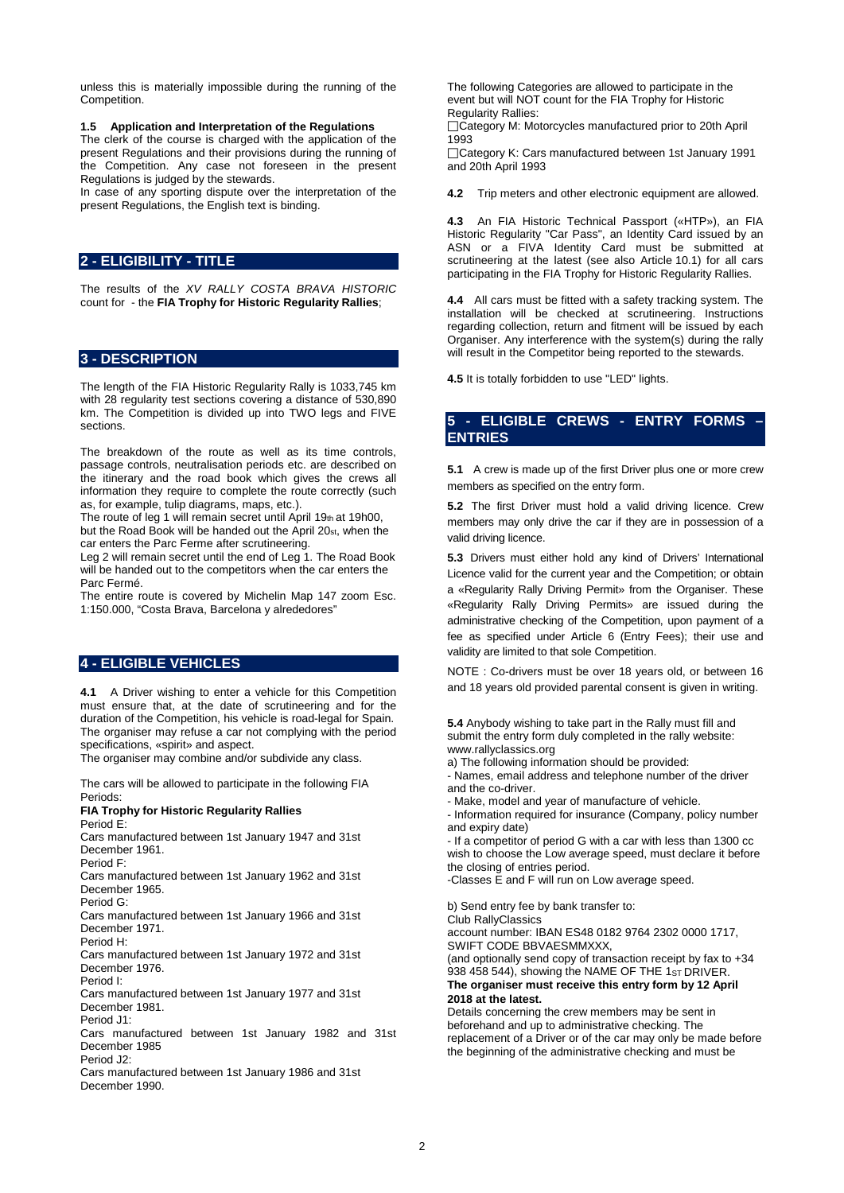unless this is materially impossible during the running of the Competition.

**1.5 Application and Interpretation of the Regulations**

The clerk of the course is charged with the application of the present Regulations and their provisions during the running of the Competition. Any case not foreseen in the present Regulations is judged by the stewards.

In case of any sporting dispute over the interpretation of the present Regulations, the English text is binding.

## 2 - ELIGIBILITY - TITLE

The results of the *XV RALLY COSTA BRAVA HISTORIC* count for - the **FIA Trophy for Historic Regularity Rallies**;

## 3 - DESCRIPTION

The length of the FIA Historic Regularity Rally is 1033,745 km with 28 regularity test sections covering a distance of 530,890 km. The Competition is divided up into TWO legs and FIVE sections.

The breakdown of the route as well as its time controls, passage controls, neutralisation periods etc. are described on the itinerary and the road book which gives the crews all information they require to complete the route correctly (such as, for example, tulip diagrams, maps, etc.).

The route of leg 1 will remain secret until April 19th at 19h00, but the Road Book will be handed out the April 20st, when the car enters the Parc Ferme after scrutineering.

Leg 2 will remain secret until the end of Leg 1. The Road Book will be handed out to the competitors when the car enters the Parc Fermé.

The entire route is covered by Michelin Map 147 zoom Esc. 1:150.000, "Costa Brava, Barcelona y alrededores"

## 4 - ELIGIBLE VEHICLES

**4.1** A Driver wishing to enter a vehicle for this Competition must ensure that, at the date of scrutineering and for the duration of the Competition, his vehicle is road-legal for Spain. The organiser may refuse a car not complying with the period specifications, «spirit» and aspect.

The organiser may combine and/or subdivide any class.

The cars will be allowed to participate in the following FIA Periods:

**FIA Trophy for Historic Regularity Rallies**

Period E:
Cars manufactured between 1st January 1947 and 31st December 1961.

Period F:
Cars manufactured between 1st January 1962 and 31st December 1965.

Period G:
Cars manufactured between 1st January 1966 and 31st December 1971.

Period H:
Cars manufactured between 1st January 1972 and 31st December 1976.

Period I:
Cars manufactured between 1st January 1977 and 31st December 1981.

Period J1:
Cars manufactured between 1st January 1982 and 31st December 1985

Period J2:
Cars manufactured between 1st January 1986 and 31st December 1990.

The following Categories are allowed to participate in the event but will NOT count for the FIA Trophy for Historic Regularity Rallies:

- ☐ Category M: Motorcycles manufactured prior to 20th April 1993
- ☐ Category K: Cars manufactured between 1st January 1991 and 20th April 1993

**4.2** Trip meters and other electronic equipment are allowed.

**4.3** An FIA Historic Technical Passport («HTP»), an FIA Historic Regularity "Car Pass", an Identity Card issued by an ASN or a FIVA Identity Card must be submitted at scrutineering at the latest (see also Article 10.1) for all cars participating in the FIA Trophy for Historic Regularity Rallies.

**4.4** All cars must be fitted with a safety tracking system. The installation will be checked at scrutineering. Instructions regarding collection, return and fitment will be issued by each Organiser. Any interference with the system(s) during the rally will result in the Competitor being reported to the stewards.

**4.5** It is totally forbidden to use "LED" lights.

## 5 - ELIGIBLE CREWS - ENTRY FORMS – ENTRIES

**5.1** A crew is made up of the first Driver plus one or more crew members as specified on the entry form.

**5.2** The first Driver must hold a valid driving licence. Crew members may only drive the car if they are in possession of a valid driving licence.

**5.3** Drivers must either hold any kind of Drivers' International Licence valid for the current year and the Competition; or obtain a «Regularity Rally Driving Permit» from the Organiser. These «Regularity Rally Driving Permits» are issued during the administrative checking of the Competition, upon payment of a fee as specified under Article 6 (Entry Fees); their use and validity are limited to that sole Competition.

NOTE : Co-drivers must be over 18 years old, or between 16 and 18 years old provided parental consent is given in writing.

**5.4** Anybody wishing to take part in the Rally must fill and submit the entry form duly completed in the rally website: www.rallyclassics.org

a) The following information should be provided:

- Names, email address and telephone number of the driver and the co-driver.
- Make, model and year of manufacture of vehicle.
- Information required for insurance (Company, policy number and expiry date)
- If a competitor of period G with a car with less than 1300 cc wish to choose the Low average speed, must declare it before the closing of entries period.
- Classes E and F will run on Low average speed.

b) Send entry fee by bank transfer to:
Club RallyClassics
account number: IBAN ES48 0182 9764 2302 0000 1717, SWIFT CODE BBVAESMMXXX,
(and optionally send copy of transaction receipt by fax to +34 938 458 544), showing the NAME OF THE 1ST DRIVER.

**The organiser must receive this entry form by 12 April 2018 at the latest.**

Details concerning the crew members may be sent in beforehand and up to administrative checking. The replacement of a Driver or of the car may only be made before the beginning of the administrative checking and must be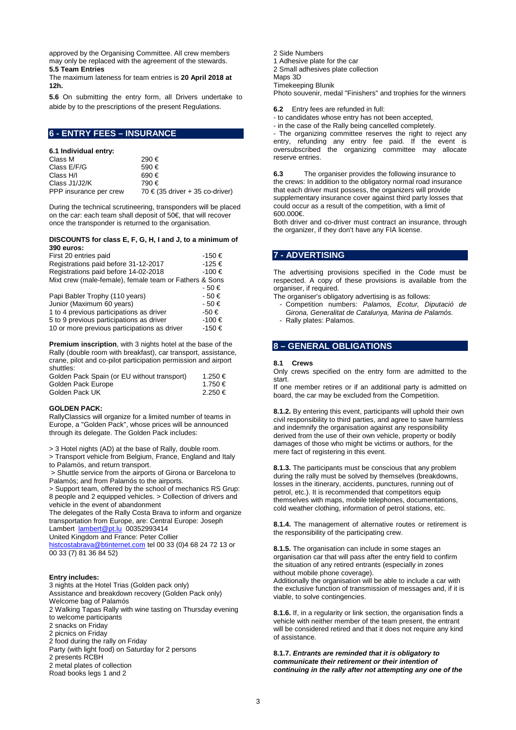approved by the Organising Committee. All crew members may only be replaced with the agreement of the stewards.

**5.5 Team Entries**

The maximum lateness for team entries is **20 April 2018 at 12h.**

**5.6** On submitting the entry form, all Drivers undertake to abide by to the prescriptions of the present Regulations.

## 6 - ENTRY FEES – INSURANCE

**6.1 Individual entry:**

| | |
|---|---|
| Class M | 290 € |
| Class E/F/G | 590 € |
| Class H/I | 690 € |
| Class J1/J2/K | 790 € |
| PPP insurance per crew | 70 € (35 driver + 35 co-driver) |

During the technical scrutineering, transponders will be placed on the car: each team shall deposit of 50€, that will recover once the transponder is returned to the organisation.

**DISCOUNTS for class E, F, G, H, I and J, to a minimum of 390 euros:**

| | |
|---|---|
| First 20 entries paid | -150 € |
| Registrations paid before 31-12-2017 | -125 € |
| Registrations paid before 14-02-2018 | -100 € |
| Mixt crew (male-female), female team or Fathers & Sons | - 50 € |
| Papi Babler Trophy (110 years) | - 50 € |
| Junior (Maximum 60 years) | - 50 € |
| 1 to 4 previous participations as driver | -50 € |
| 5 to 9 previous participations as driver | -100 € |
| 10 or more previous participations as driver | -150 € |

**Premium inscription**, with 3 nights hotel at the base of the Rally (double room with breakfast), car transport, assistance, crane, pilot and co-pilot participation permission and airport shuttles:

| | |
|---|---|
| Golden Pack Spain (or EU without transport) | 1.250 € |
| Golden Pack Europe | 1.750 € |
| Golden Pack UK | 2.250 € |

**GOLDEN PACK:**

RallyClassics will organize for a limited number of teams in Europe, a "Golden Pack", whose prices will be announced through its delegate. The Golden Pack includes:

> 3 Hotel nights (AD) at the base of Rally, double room.
> Transport vehicle from Belgium, France, England and Italy to Palamós, and return transport.
> Shuttle service from the airports of Girona or Barcelona to Palamós; and from Palamós to the airports.
> Support team, offered by the school of mechanics RS Grup: 8 people and 2 equipped vehicles. > Collection of drivers and vehicle in the event of abandonment

The delegates of the Rally Costa Brava to inform and organize transportation from Europe, are: Central Europe: Joseph Lambert lambert@pt.lu 00352993414
United Kingdom and France: Peter Collier histcostabrava@btinternet.com tel 00 33 (0)4 68 24 72 13 or 00 33 (7) 81 36 84 52)

**Entry includes:**

3 nights at the Hotel Trias (Golden pack only)
Assistance and breakdown recovery (Golden Pack only)
Welcome bag of Palamós
2 Walking Tapas Rally with wine tasting on Thursday evening to welcome participants
2 snacks on Friday
2 picnics on Friday
2 food during the rally on Friday
Party (with light food) on Saturday for 2 persons
2 presents RCBH
2 metal plates of collection
Road books legs 1 and 2
2 Side Numbers
1 Adhesive plate for the car
2 Small adhesives plate collection
Maps 3D
Timekeeping Blunik
Photo souvenir, medal "Finishers" and trophies for the winners

**6.2** Entry fees are refunded in full:

- to candidates whose entry has not been accepted,
- in the case of the Rally being cancelled completely.
- The organizing committee reserves the right to reject any entry, refunding any entry fee paid. If the event is oversubscribed the organizing committee may allocate reserve entries.

**6.3** The organiser provides the following insurance to the crews: In addition to the obligatory normal road insurance that each driver must possess, the organizers will provide supplementary insurance cover against third party losses that could occur as a result of the competition, with a limit of 600.000€.

Both driver and co-driver must contract an insurance, through the organizer, if they don't have any FIA license.

## 7 - ADVERTISING

The advertising provisions specified in the Code must be respected. A copy of these provisions is available from the organiser, if required.

The organiser's obligatory advertising is as follows:

- Competition numbers: *Palamos, Ecotur, Diputació de Girona, Generalitat de Catalunya, Marina de Palamós.*
- Rally plates: Palamos.

## 8 – GENERAL OBLIGATIONS

**8.1 Crews**

Only crews specified on the entry form are admitted to the start.

If one member retires or if an additional party is admitted on board, the car may be excluded from the Competition.

**8.1.2.** By entering this event, participants will uphold their own civil responsibility to third parties, and agree to save harmless and indemnify the organisation against any responsibility derived from the use of their own vehicle, property or bodily damages of those who might be victims or authors, for the mere fact of registering in this event.

**8.1.3.** The participants must be conscious that any problem during the rally must be solved by themselves (breakdowns, losses in the itinerary, accidents, punctures, running out of petrol, etc.). It is recommended that competitors equip themselves with maps, mobile telephones, documentations, cold weather clothing, information of petrol stations, etc.

**8.1.4.** The management of alternative routes or retirement is the responsibility of the participating crew.

**8.1.5.** The organisation can include in some stages an organisation car that will pass after the entry field to confirm the situation of any retired entrants (especially in zones without mobile phone coverage).

Additionally the organisation will be able to include a car with the exclusive function of transmission of messages and, if it is viable, to solve contingencies.

**8.1.6.** If, in a regularity or link section, the organisation finds a vehicle with neither member of the team present, the entrant will be considered retired and that it does not require any kind of assistance.

**8.1.7.** ***Entrants are reminded that it is obligatory to communicate their retirement or their intention of continuing in the rally after not attempting any one of the***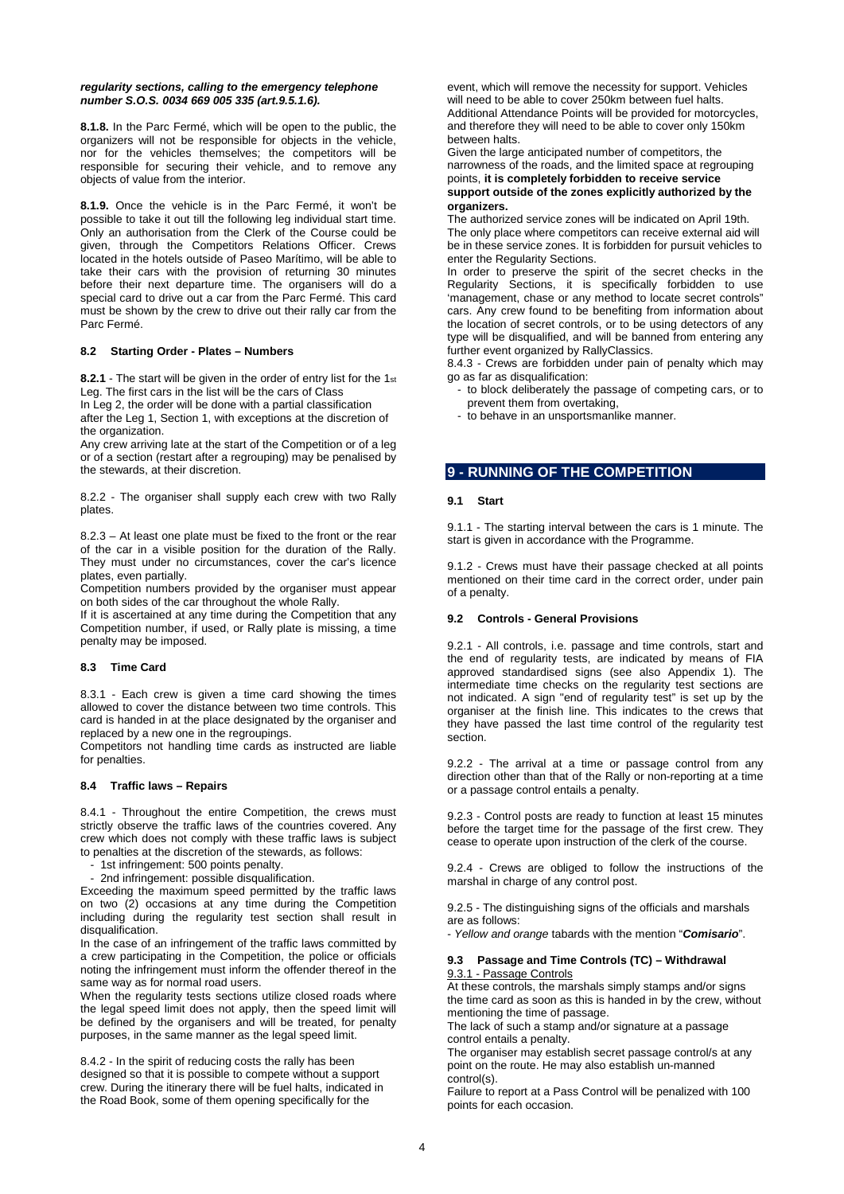***regularity sections, calling to the emergency telephone number S.O.S. 0034 669 005 335 (art.9.5.1.6).***

**8.1.8.** In the Parc Fermé, which will be open to the public, the organizers will not be responsible for objects in the vehicle, nor for the vehicles themselves; the competitors will be responsible for securing their vehicle, and to remove any objects of value from the interior.

**8.1.9.** Once the vehicle is in the Parc Fermé, it won't be possible to take it out till the following leg individual start time. Only an authorisation from the Clerk of the Course could be given, through the Competitors Relations Officer. Crews located in the hotels outside of Paseo Marítimo, will be able to take their cars with the provision of returning 30 minutes before their next departure time. The organisers will do a special card to drive out a car from the Parc Fermé. This card must be shown by the crew to drive out their rally car from the Parc Fermé.

### 8.2 Starting Order - Plates – Numbers

**8.2.1** - The start will be given in the order of entry list for the 1st Leg. The first cars in the list will be the cars of Class

In Leg 2, the order will be done with a partial classification after the Leg 1, Section 1, with exceptions at the discretion of the organization.

Any crew arriving late at the start of the Competition or of a leg or of a section (restart after a regrouping) may be penalised by the stewards, at their discretion.

8.2.2 - The organiser shall supply each crew with two Rally plates.

8.2.3 – At least one plate must be fixed to the front or the rear of the car in a visible position for the duration of the Rally. They must under no circumstances, cover the car's licence plates, even partially.

Competition numbers provided by the organiser must appear on both sides of the car throughout the whole Rally.

If it is ascertained at any time during the Competition that any Competition number, if used, or Rally plate is missing, a time penalty may be imposed.

### 8.3 Time Card

8.3.1 - Each crew is given a time card showing the times allowed to cover the distance between two time controls. This card is handed in at the place designated by the organiser and replaced by a new one in the regroupings.

Competitors not handling time cards as instructed are liable for penalties.

### 8.4 Traffic laws – Repairs

8.4.1 - Throughout the entire Competition, the crews must strictly observe the traffic laws of the countries covered. Any crew which does not comply with these traffic laws is subject to penalties at the discretion of the stewards, as follows:

- 1st infringement: 500 points penalty.
- 2nd infringement: possible disqualification.

Exceeding the maximum speed permitted by the traffic laws on two (2) occasions at any time during the Competition including during the regularity test section shall result in disqualification.

In the case of an infringement of the traffic laws committed by a crew participating in the Competition, the police or officials noting the infringement must inform the offender thereof in the same way as for normal road users.

When the regularity tests sections utilize closed roads where the legal speed limit does not apply, then the speed limit will be defined by the organisers and will be treated, for penalty purposes, in the same manner as the legal speed limit.

8.4.2 - In the spirit of reducing costs the rally has been designed so that it is possible to compete without a support crew. During the itinerary there will be fuel halts, indicated in the Road Book, some of them opening specifically for the event, which will remove the necessity for support. Vehicles will need to be able to cover 250km between fuel halts.

Additional Attendance Points will be provided for motorcycles, and therefore they will need to be able to cover only 150km between halts.

Given the large anticipated number of competitors, the narrowness of the roads, and the limited space at regrouping points, **it is completely forbidden to receive service support outside of the zones explicitly authorized by the organizers.**

The authorized service zones will be indicated on April 19th. The only place where competitors can receive external aid will be in these service zones. It is forbidden for pursuit vehicles to enter the Regularity Sections.

In order to preserve the spirit of the secret checks in the Regularity Sections, it is specifically forbidden to use 'management, chase or any method to locate secret controls" cars. Any crew found to be benefiting from information about the location of secret controls, or to be using detectors of any type will be disqualified, and will be banned from entering any further event organized by RallyClassics.

8.4.3 - Crews are forbidden under pain of penalty which may go as far as disqualification:

- to block deliberately the passage of competing cars, or to prevent them from overtaking,
- to behave in an unsportsmanlike manner.

## 9 - RUNNING OF THE COMPETITION

### 9.1 Start

9.1.1 - The starting interval between the cars is 1 minute. The start is given in accordance with the Programme.

9.1.2 - Crews must have their passage checked at all points mentioned on their time card in the correct order, under pain of a penalty.

### 9.2 Controls - General Provisions

9.2.1 - All controls, i.e. passage and time controls, start and the end of regularity tests, are indicated by means of FIA approved standardised signs (see also Appendix 1). The intermediate time checks on the regularity test sections are not indicated. A sign "end of regularity test" is set up by the organiser at the finish line. This indicates to the crews that they have passed the last time control of the regularity test section.

9.2.2 - The arrival at a time or passage control from any direction other than that of the Rally or non-reporting at a time or passage control entails a penalty.

9.2.3 - Control posts are ready to function at least 15 minutes before the target time for the passage of the first crew. They cease to operate upon instruction of the clerk of the course.

9.2.4 - Crews are obliged to follow the instructions of the marshal in charge of any control post.

9.2.5 - The distinguishing signs of the officials and marshals are as follows:

- *Yellow and orange* tabards with the mention "***Comisario***".

### 9.3 Passage and Time Controls (TC) – Withdrawal

9.3.1 - Passage Controls

At these controls, the marshals simply stamps and/or signs the time card as soon as this is handed in by the crew, without mentioning the time of passage.

The lack of such a stamp and/or signature at a passage control entails a penalty.

The organiser may establish secret passage control/s at any point on the route. He may also establish un-manned control(s).

Failure to report at a Pass Control will be penalized with 100 points for each occasion.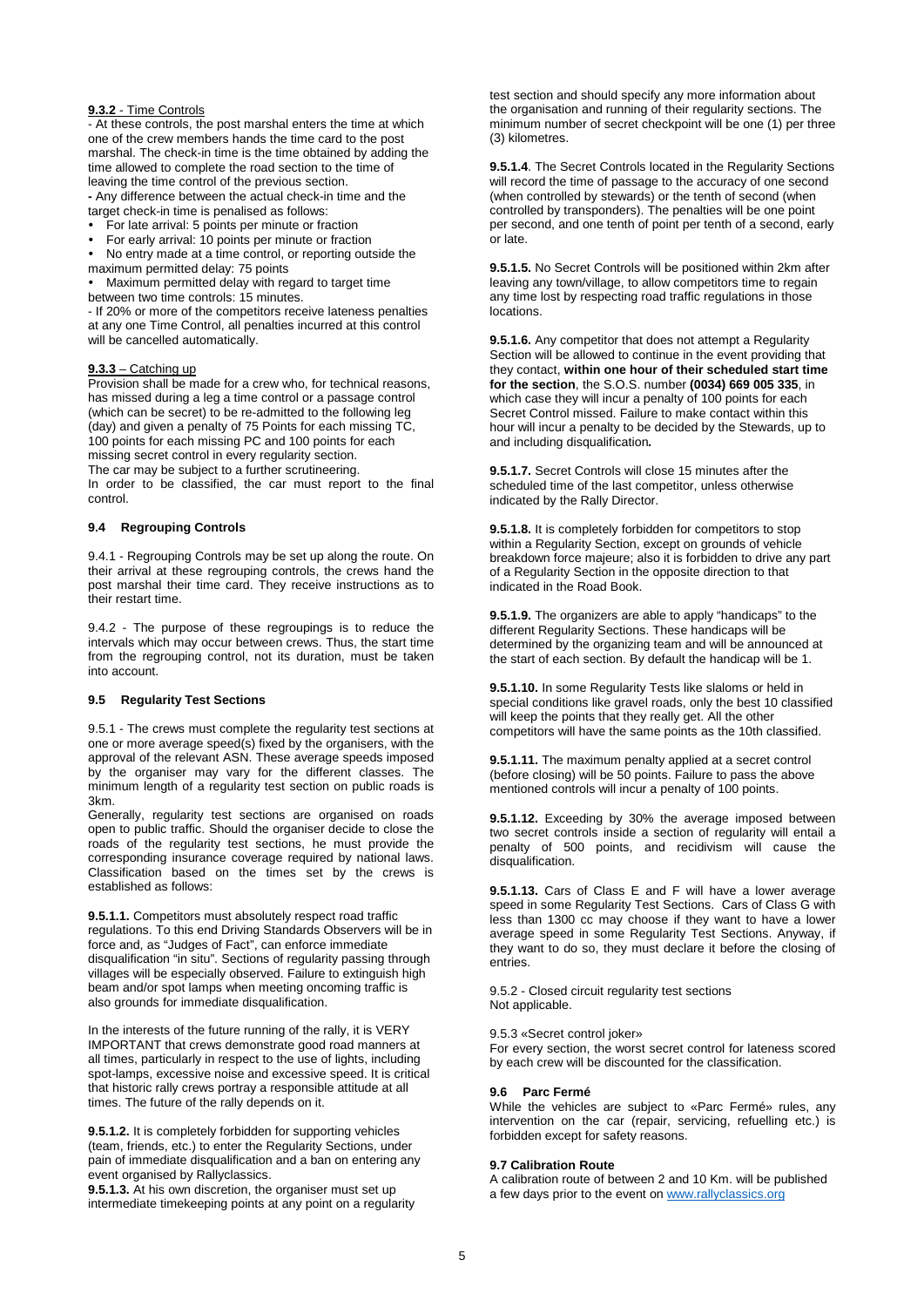**9.3.2** - Time Controls

- At these controls, the post marshal enters the time at which one of the crew members hands the time card to the post marshal. The check-in time is the time obtained by adding the time allowed to complete the road section to the time of leaving the time control of the previous section.

- Any difference between the actual check-in time and the target check-in time is penalised as follows:

- For late arrival: 5 points per minute or fraction
- For early arrival: 10 points per minute or fraction
- No entry made at a time control, or reporting outside the maximum permitted delay: 75 points
- Maximum permitted delay with regard to target time between two time controls: 15 minutes.

- If 20% or more of the competitors receive lateness penalties at any one Time Control, all penalties incurred at this control will be cancelled automatically.

**9.3.3** – Catching up

Provision shall be made for a crew who, for technical reasons, has missed during a leg a time control or a passage control (which can be secret) to be re-admitted to the following leg (day) and given a penalty of 75 Points for each missing TC, 100 points for each missing PC and 100 points for each missing secret control in every regularity section.

The car may be subject to a further scrutineering.

In order to be classified, the car must report to the final control.

### 9.4 Regrouping Controls

9.4.1 - Regrouping Controls may be set up along the route. On their arrival at these regrouping controls, the crews hand the post marshal their time card. They receive instructions as to their restart time.

9.4.2 - The purpose of these regroupings is to reduce the intervals which may occur between crews. Thus, the start time from the regrouping control, not its duration, must be taken into account.

### 9.5 Regularity Test Sections

9.5.1 - The crews must complete the regularity test sections at one or more average speed(s) fixed by the organisers, with the approval of the relevant ASN. These average speeds imposed by the organiser may vary for the different classes. The minimum length of a regularity test section on public roads is 3km.

Generally, regularity test sections are organised on roads open to public traffic. Should the organiser decide to close the roads of the regularity test sections, he must provide the corresponding insurance coverage required by national laws. Classification based on the times set by the crews is established as follows:

**9.5.1.1.** Competitors must absolutely respect road traffic regulations. To this end Driving Standards Observers will be in force and, as "Judges of Fact", can enforce immediate disqualification "in situ". Sections of regularity passing through villages will be especially observed. Failure to extinguish high beam and/or spot lamps when meeting oncoming traffic is also grounds for immediate disqualification.

In the interests of the future running of the rally, it is VERY IMPORTANT that crews demonstrate good road manners at all times, particularly in respect to the use of lights, including spot-lamps, excessive noise and excessive speed. It is critical that historic rally crews portray a responsible attitude at all times. The future of the rally depends on it.

**9.5.1.2.** It is completely forbidden for supporting vehicles (team, friends, etc.) to enter the Regularity Sections, under pain of immediate disqualification and a ban on entering any event organised by Rallyclassics.

**9.5.1.3.** At his own discretion, the organiser must set up intermediate timekeeping points at any point on a regularity test section and should specify any more information about the organisation and running of their regularity sections. The minimum number of secret checkpoint will be one (1) per three (3) kilometres.

**9.5.1.4**. The Secret Controls located in the Regularity Sections will record the time of passage to the accuracy of one second (when controlled by stewards) or the tenth of second (when controlled by transponders). The penalties will be one point per second, and one tenth of point per tenth of a second, early or late.

**9.5.1.5.** No Secret Controls will be positioned within 2km after leaving any town/village, to allow competitors time to regain any time lost by respecting road traffic regulations in those locations.

**9.5.1.6.** Any competitor that does not attempt a Regularity Section will be allowed to continue in the event providing that they contact, **within one hour of their scheduled start time for the section**, the S.O.S. number **(0034) 669 005 335**, in which case they will incur a penalty of 100 points for each Secret Control missed. Failure to make contact within this hour will incur a penalty to be decided by the Stewards, up to and including disqualification***.***

**9.5.1.7.** Secret Controls will close 15 minutes after the scheduled time of the last competitor, unless otherwise indicated by the Rally Director.

**9.5.1.8.** It is completely forbidden for competitors to stop within a Regularity Section, except on grounds of vehicle breakdown force majeure; also it is forbidden to drive any part of a Regularity Section in the opposite direction to that indicated in the Road Book.

**9.5.1.9.** The organizers are able to apply "handicaps" to the different Regularity Sections. These handicaps will be determined by the organizing team and will be announced at the start of each section. By default the handicap will be 1.

**9.5.1.10.** In some Regularity Tests like slaloms or held in special conditions like gravel roads, only the best 10 classified will keep the points that they really get. All the other competitors will have the same points as the 10th classified.

**9.5.1.11.** The maximum penalty applied at a secret control (before closing) will be 50 points. Failure to pass the above mentioned controls will incur a penalty of 100 points.

**9.5.1.12.** Exceeding by 30% the average imposed between two secret controls inside a section of regularity will entail a penalty of 500 points, and recidivism will cause the disqualification.

**9.5.1.13.** Cars of Class E and F will have a lower average speed in some Regularity Test Sections. Cars of Class G with less than 1300 cc may choose if they want to have a lower average speed in some Regularity Test Sections. Anyway, if they want to do so, they must declare it before the closing of entries.

9.5.2 - Closed circuit regularity test sections
Not applicable.

9.5.3 «Secret control joker»
For every section, the worst secret control for lateness scored by each crew will be discounted for the classification.

### 9.6 Parc Fermé

While the vehicles are subject to «Parc Fermé» rules, any intervention on the car (repair, servicing, refuelling etc.) is forbidden except for safety reasons.

### 9.7 Calibration Route

A calibration route of between 2 and 10 Km. will be published a few days prior to the event on www.rallyclassics.org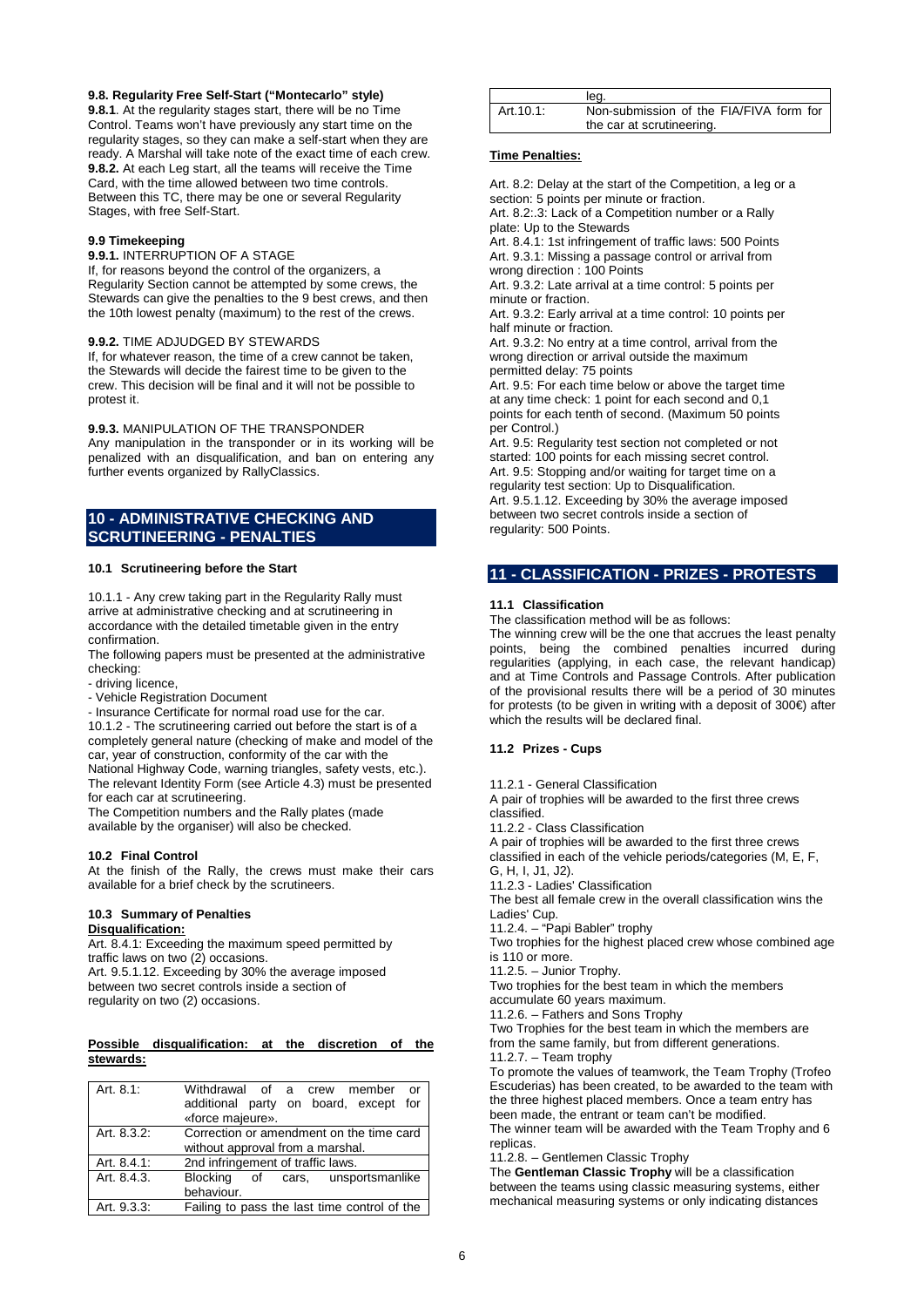**9.8. Regularity Free Self-Start ("Montecarlo" style)**

**9.8.1**. At the regularity stages start, there will be no Time Control. Teams won't have previously any start time on the regularity stages, so they can make a self-start when they are ready. A Marshal will take note of the exact time of each crew.
**9.8.2.** At each Leg start, all the teams will receive the Time Card, with the time allowed between two time controls. Between this TC, there may be one or several Regularity Stages, with free Self-Start.

**9.9 Timekeeping**

**9.9.1.** INTERRUPTION OF A STAGE

If, for reasons beyond the control of the organizers, a Regularity Section cannot be attempted by some crews, the Stewards can give the penalties to the 9 best crews, and then the 10th lowest penalty (maximum) to the rest of the crews.

**9.9.2.** TIME ADJUDGED BY STEWARDS

If, for whatever reason, the time of a crew cannot be taken, the Stewards will decide the fairest time to be given to the crew. This decision will be final and it will not be possible to protest it.

**9.9.3.** MANIPULATION OF THE TRANSPONDER

Any manipulation in the transponder or in its working will be penalized with an disqualification, and ban on entering any further events organized by RallyClassics.

## 10 - ADMINISTRATIVE CHECKING AND SCRUTINEERING - PENALTIES

### 10.1 Scrutineering before the Start

10.1.1 - Any crew taking part in the Regularity Rally must arrive at administrative checking and at scrutineering in accordance with the detailed timetable given in the entry confirmation.
The following papers must be presented at the administrative checking:
- driving licence,
- Vehicle Registration Document
- Insurance Certificate for normal road use for the car.

10.1.2 - The scrutineering carried out before the start is of a completely general nature (checking of make and model of the car, year of construction, conformity of the car with the National Highway Code, warning triangles, safety vests, etc.). The relevant Identity Form (see Article 4.3) must be presented for each car at scrutineering.
The Competition numbers and the Rally plates (made available by the organiser) will also be checked.

### 10.2 Final Control

At the finish of the Rally, the crews must make their cars available for a brief check by the scrutineers.

### 10.3 Summary of Penalties

**Disqualification:**

Art. 8.4.1: Exceeding the maximum speed permitted by traffic laws on two (2) occasions.
Art. 9.5.1.12. Exceeding by 30% the average imposed between two secret controls inside a section of regularity on two (2) occasions.

**Possible disqualification: at the discretion of the stewards:**

| | |
|---|---|
| Art. 8.1: | Withdrawal of a crew member or additional party on board, except for «force majeure». |
| Art. 8.3.2: | Correction or amendment on the time card without approval from a marshal. |
| Art. 8.4.1: | 2nd infringement of traffic laws. |
| Art. 8.4.3. | Blocking of cars, unsportsmanlike behaviour. |
| Art. 9.3.3: | Failing to pass the last time control of the leg. |
| Art.10.1: | Non-submission of the FIA/FIVA form for the car at scrutineering. |

**Time Penalties:**

Art. 8.2: Delay at the start of the Competition, a leg or a section: 5 points per minute or fraction.
Art. 8.2:.3: Lack of a Competition number or a Rally plate: Up to the Stewards
Art. 8.4.1: 1st infringement of traffic laws: 500 Points
Art. 9.3.1: Missing a passage control or arrival from wrong direction : 100 Points
Art. 9.3.2: Late arrival at a time control: 5 points per minute or fraction.
Art. 9.3.2: Early arrival at a time control: 10 points per half minute or fraction.
Art. 9.3.2: No entry at a time control, arrival from the wrong direction or arrival outside the maximum permitted delay: 75 points
Art. 9.5: For each time below or above the target time at any time check: 1 point for each second and 0,1 points for each tenth of second. (Maximum 50 points per Control.)
Art. 9.5: Regularity test section not completed or not started: 100 points for each missing secret control.
Art. 9.5: Stopping and/or waiting for target time on a regularity test section: Up to Disqualification.
Art. 9.5.1.12. Exceeding by 30% the average imposed between two secret controls inside a section of regularity: 500 Points.

## 11 - CLASSIFICATION - PRIZES - PROTESTS

### 11.1 Classification

The classification method will be as follows:
The winning crew will be the one that accrues the least penalty points, being the combined penalties incurred during regularities (applying, in each case, the relevant handicap) and at Time Controls and Passage Controls. After publication of the provisional results there will be a period of 30 minutes for protests (to be given in writing with a deposit of 300€) after which the results will be declared final.

### 11.2 Prizes - Cups

11.2.1 - General Classification
A pair of trophies will be awarded to the first three crews classified.
11.2.2 - Class Classification
A pair of trophies will be awarded to the first three crews classified in each of the vehicle periods/categories (M, E, F, G, H, I, J1, J2).
11.2.3 - Ladies' Classification
The best all female crew in the overall classification wins the Ladies' Cup.
11.2.4. – "Papi Babler" trophy
Two trophies for the highest placed crew whose combined age is 110 or more.
11.2.5. – Junior Trophy.
Two trophies for the best team in which the members accumulate 60 years maximum.
11.2.6. – Fathers and Sons Trophy
Two Trophies for the best team in which the members are from the same family, but from different generations.
11.2.7. – Team trophy
To promote the values of teamwork, the Team Trophy (Trofeo Escuderias) has been created, to be awarded to the team with the three highest placed members. Once a team entry has been made, the entrant or team can't be modified.
The winner team will be awarded with the Team Trophy and 6 replicas.
11.2.8. – Gentlemen Classic Trophy
The **Gentleman Classic Trophy** will be a classification between the teams using classic measuring systems, either mechanical measuring systems or only indicating distances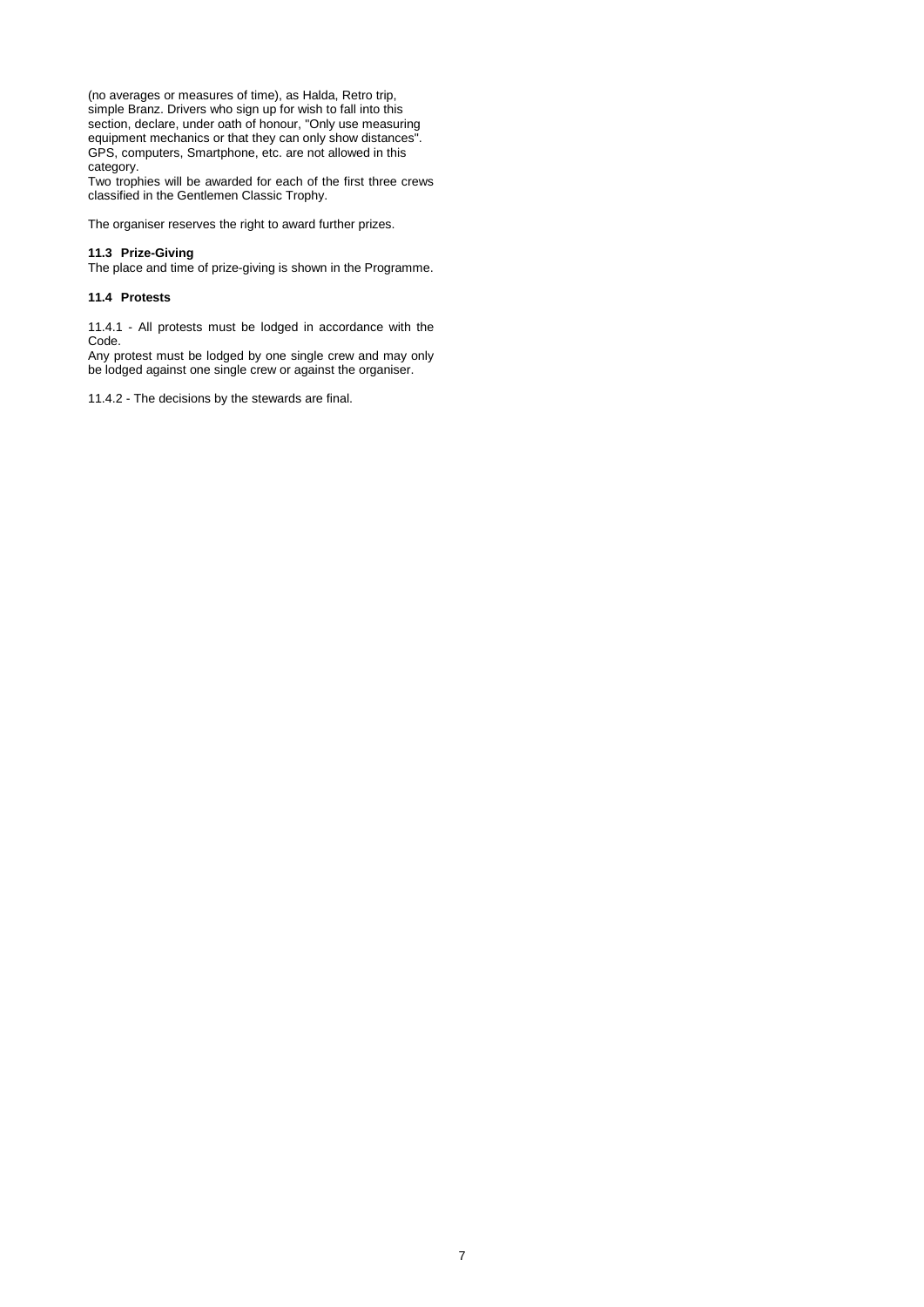(no averages or measures of time), as Halda, Retro trip, simple Branz. Drivers who sign up for wish to fall into this section, declare, under oath of honour, "Only use measuring equipment mechanics or that they can only show distances". GPS, computers, Smartphone, etc. are not allowed in this category.
Two trophies will be awarded for each of the first three crews classified in the Gentlemen Classic Trophy.

The organiser reserves the right to award further prizes.

### 11.3 Prize-Giving

The place and time of prize-giving is shown in the Programme.

### 11.4 Protests

11.4.1 - All protests must be lodged in accordance with the Code.
Any protest must be lodged by one single crew and may only be lodged against one single crew or against the organiser.

11.4.2 - The decisions by the stewards are final.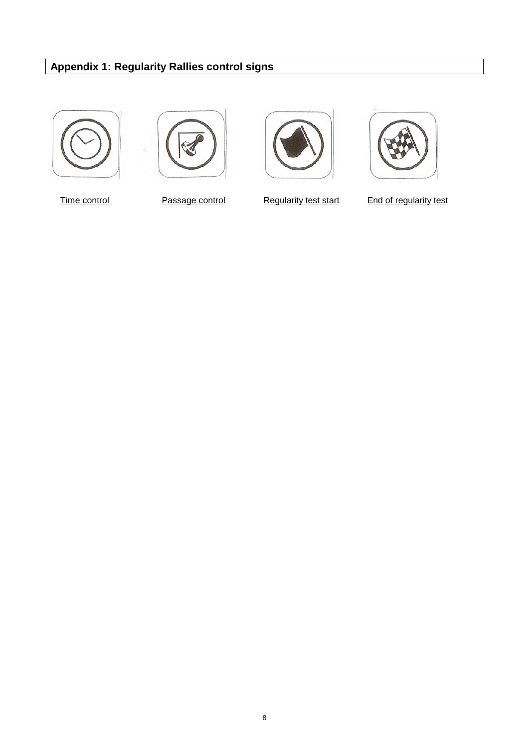## Appendix 1: Regularity Rallies control signs

Time control

Passage control

Regularity test start

End of regularity test